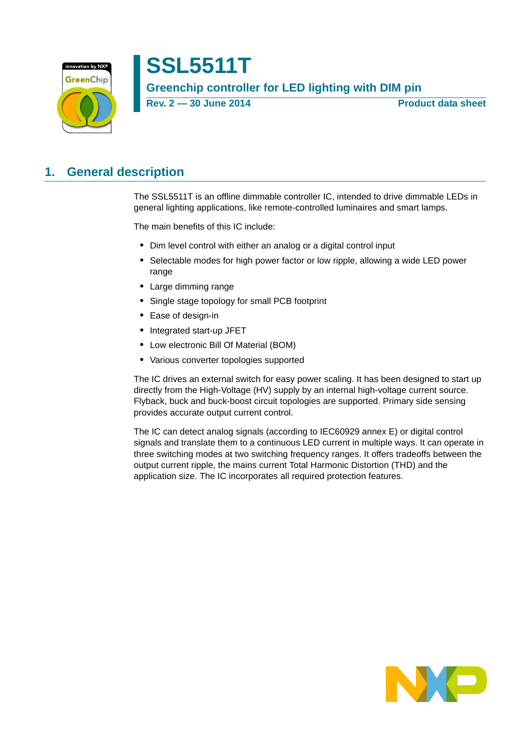# SSL5511T

**Greenchip controller for LED lighting with DIM pin**

**Rev. 2 — 30 June 2014** **Product data sheet**

## 1. General description

The SSL5511T is an offline dimmable controller IC, intended to drive dimmable LEDs in general lighting applications, like remote-controlled luminaires and smart lamps.

The main benefits of this IC include:

- Dim level control with either an analog or a digital control input
- Selectable modes for high power factor or low ripple, allowing a wide LED power range
- Large dimming range
- Single stage topology for small PCB footprint
- Ease of design-in
- Integrated start-up JFET
- Low electronic Bill Of Material (BOM)
- Various converter topologies supported

The IC drives an external switch for easy power scaling. It has been designed to start up directly from the High-Voltage (HV) supply by an internal high-voltage current source. Flyback, buck and buck-boost circuit topologies are supported. Primary side sensing provides accurate output current control.

The IC can detect analog signals (according to IEC60929 annex E) or digital control signals and translate them to a continuous LED current in multiple ways. It can operate in three switching modes at two switching frequency ranges. It offers tradeoffs between the output current ripple, the mains current Total Harmonic Distortion (THD) and the application size. The IC incorporates all required protection features.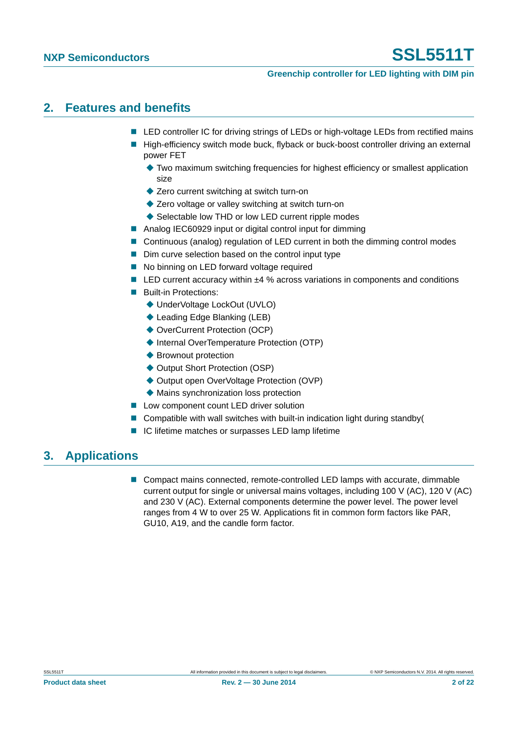## 2. Features and benefits

- LED controller IC for driving strings of LEDs or high-voltage LEDs from rectified mains
- High-efficiency switch mode buck, flyback or buck-boost controller driving an external power FET
  - Two maximum switching frequencies for highest efficiency or smallest application size
  - Zero current switching at switch turn-on
  - Zero voltage or valley switching at switch turn-on
  - Selectable low THD or low LED current ripple modes
- Analog IEC60929 input or digital control input for dimming
- Continuous (analog) regulation of LED current in both the dimming control modes
- Dim curve selection based on the control input type
- No binning on LED forward voltage required
- LED current accuracy within ±4 % across variations in components and conditions
- Built-in Protections:
  - UnderVoltage LockOut (UVLO)
  - Leading Edge Blanking (LEB)
  - OverCurrent Protection (OCP)
  - Internal OverTemperature Protection (OTP)
  - Brownout protection
  - Output Short Protection (OSP)
  - Output open OverVoltage Protection (OVP)
  - Mains synchronization loss protection
- Low component count LED driver solution
- Compatible with wall switches with built-in indication light during standby(
- IC lifetime matches or surpasses LED lamp lifetime

## 3. Applications

- Compact mains connected, remote-controlled LED lamps with accurate, dimmable current output for single or universal mains voltages, including 100 V (AC), 120 V (AC) and 230 V (AC). External components determine the power level. The power level ranges from 4 W to over 25 W. Applications fit in common form factors like PAR, GU10, A19, and the candle form factor.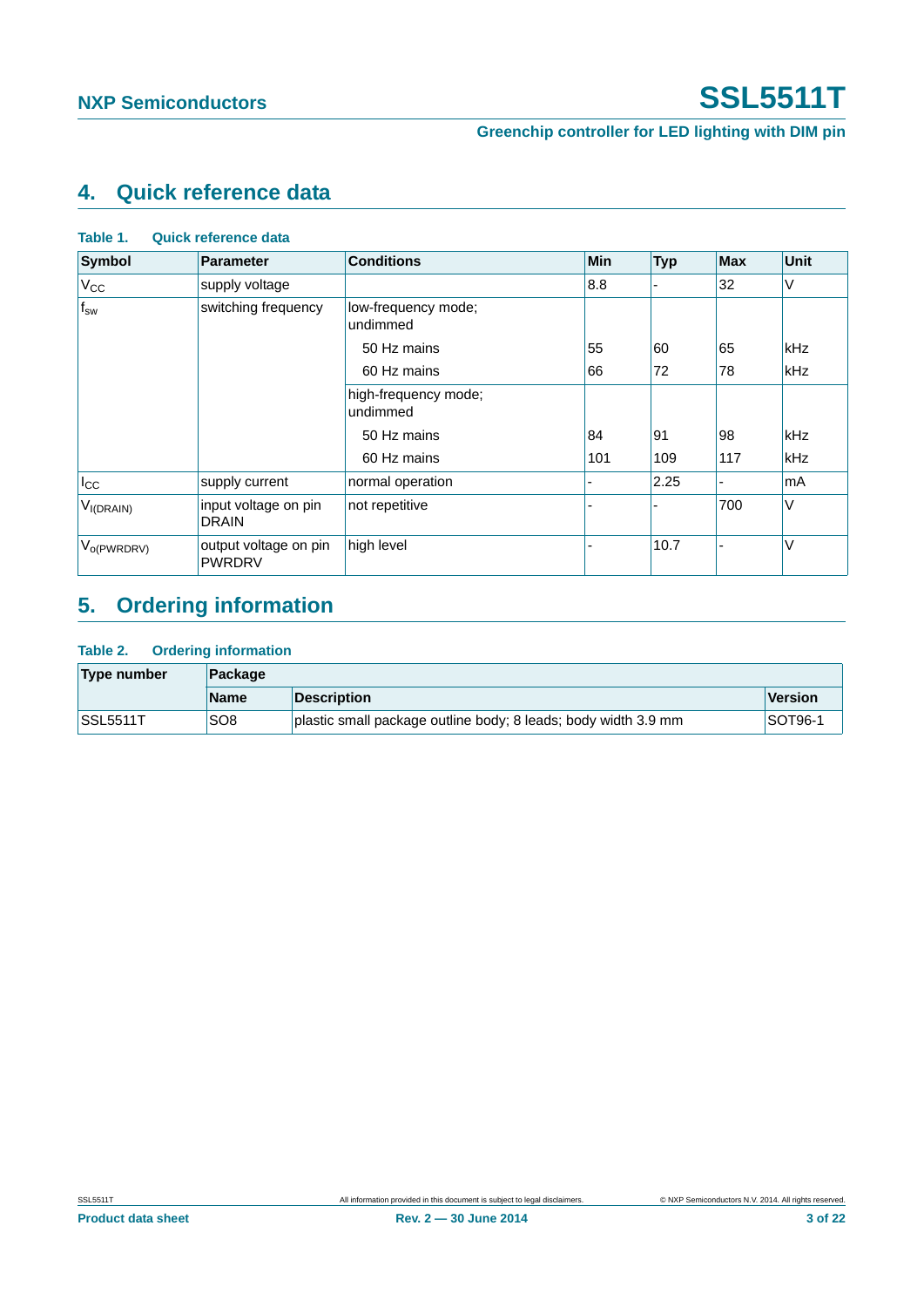## 4. Quick reference data

**Table 1. Quick reference data**

| Symbol | Parameter | Conditions | Min | Typ | Max | Unit |
|---|---|---|---|---|---|---|
| $V_{CC}$ | supply voltage | | 8.8 | - | 32 | V |
| $f_{sw}$ | switching frequency | low-frequency mode; undimmed | | | | |
| | | 50 Hz mains | 55 | 60 | 65 | kHz |
| | | 60 Hz mains | 66 | 72 | 78 | kHz |
| | | high-frequency mode; undimmed | | | | |
| | | 50 Hz mains | 84 | 91 | 98 | kHz |
| | | 60 Hz mains | 101 | 109 | 117 | kHz |
| $I_{CC}$ | supply current | normal operation | - | 2.25 | - | mA |
| $V_{I(DRAIN)}$ | input voltage on pin DRAIN | not repetitive | - | - | 700 | V |
| $V_{o(PWRDRV)}$ | output voltage on pin PWRDRV | high level | - | 10.7 | - | V |

## 5. Ordering information

**Table 2. Ordering information**

| Type number | Package | | |
|---|---|---|---|
| | Name | Description | Version |
| SSL5511T | SO8 | plastic small package outline body; 8 leads; body width 3.9 mm | SOT96-1 |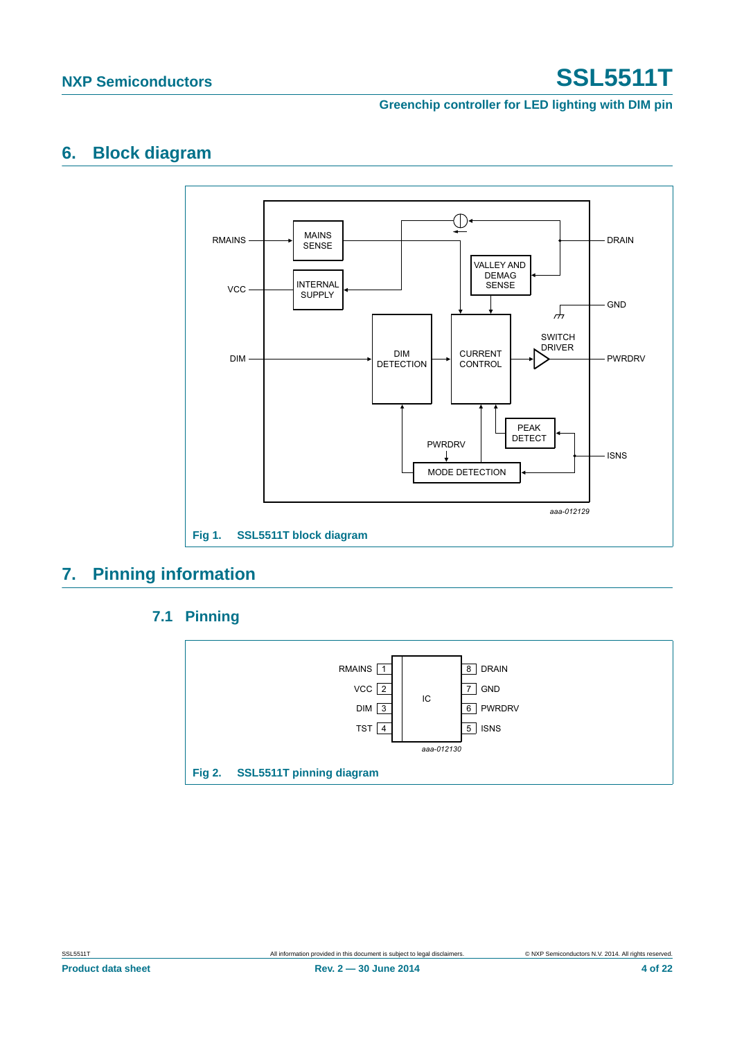## 6. Block diagram

Fig 1. SSL5511T block diagram

## 7. Pinning information

### 7.1 Pinning

Fig 2. SSL5511T pinning diagram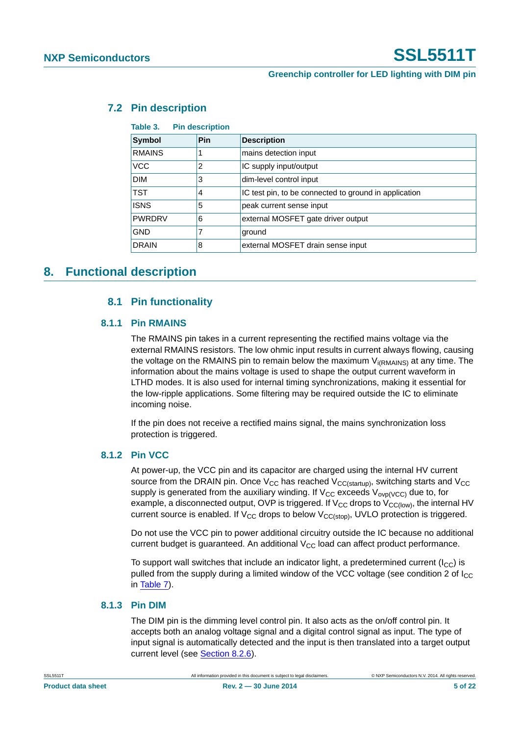## 7.2 Pin description

**Table 3. Pin description**

| Symbol | Pin | Description |
|---|---|---|
| RMAINS | 1 | mains detection input |
| VCC | 2 | IC supply input/output |
| DIM | 3 | dim-level control input |
| TST | 4 | IC test pin, to be connected to ground in application |
| ISNS | 5 | peak current sense input |
| PWRDRV | 6 | external MOSFET gate driver output |
| GND | 7 | ground |
| DRAIN | 8 | external MOSFET drain sense input |

# 8. Functional description

## 8.1 Pin functionality

### 8.1.1 Pin RMAINS

The RMAINS pin takes in a current representing the rectified mains voltage via the external RMAINS resistors. The low ohmic input results in current always flowing, causing the voltage on the RMAINS pin to remain below the maximum $V_{i(RMAINS)}$ at any time. The information about the mains voltage is used to shape the output current waveform in LTHD modes. It is also used for internal timing synchronizations, making it essential for the low-ripple applications. Some filtering may be required outside the IC to eliminate incoming noise.

If the pin does not receive a rectified mains signal, the mains synchronization loss protection is triggered.

### 8.1.2 Pin VCC

At power-up, the VCC pin and its capacitor are charged using the internal HV current source from the DRAIN pin. Once $V_{CC}$ has reached $V_{CC(startup)}$, switching starts and $V_{CC}$ supply is generated from the auxiliary winding. If $V_{CC}$ exceeds $V_{ovp(VCC)}$ due to, for example, a disconnected output, OVP is triggered. If $V_{CC}$ drops to $V_{CC(low)}$, the internal HV current source is enabled. If $V_{CC}$ drops to below $V_{CC(stop)}$, UVLO protection is triggered.

Do not use the VCC pin to power additional circuitry outside the IC because no additional current budget is guaranteed. An additional $V_{CC}$ load can affect product performance.

To support wall switches that include an indicator light, a predetermined current ($I_{CC}$) is pulled from the supply during a limited window of the VCC voltage (see condition 2 of $I_{CC}$ in Table 7).

### 8.1.3 Pin DIM

The DIM pin is the dimming level control pin. It also acts as the on/off control pin. It accepts both an analog voltage signal and a digital control signal as input. The type of input signal is automatically detected and the input is then translated into a target output current level (see Section 8.2.6).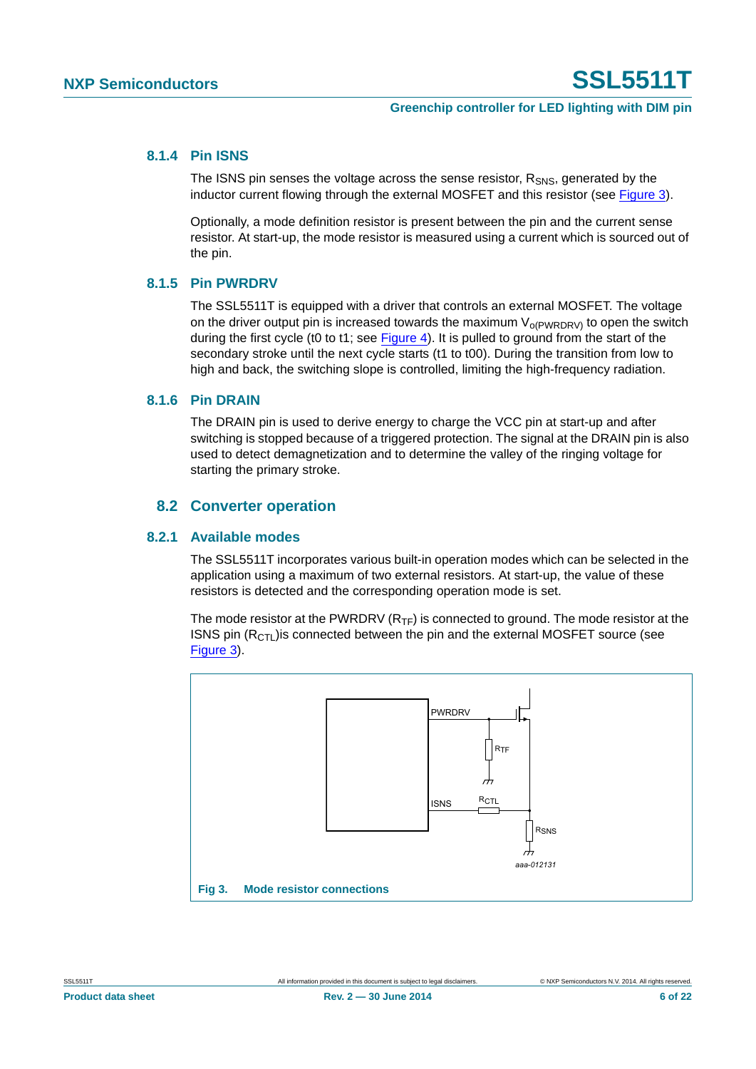### 8.1.4 Pin ISNS

The ISNS pin senses the voltage across the sense resistor, $R_{SNS}$, generated by the inductor current flowing through the external MOSFET and this resistor (see Figure 3).

Optionally, a mode definition resistor is present between the pin and the current sense resistor. At start-up, the mode resistor is measured using a current which is sourced out of the pin.

### 8.1.5 Pin PWRDRV

The SSL5511T is equipped with a driver that controls an external MOSFET. The voltage on the driver output pin is increased towards the maximum $V_{o(PWRDRV)}$ to open the switch during the first cycle (t0 to t1; see Figure 4). It is pulled to ground from the start of the secondary stroke until the next cycle starts (t1 to t00). During the transition from low to high and back, the switching slope is controlled, limiting the high-frequency radiation.

### 8.1.6 Pin DRAIN

The DRAIN pin is used to derive energy to charge the VCC pin at start-up and after switching is stopped because of a triggered protection. The signal at the DRAIN pin is also used to detect demagnetization and to determine the valley of the ringing voltage for starting the primary stroke.

## 8.2 Converter operation

### 8.2.1 Available modes

The SSL5511T incorporates various built-in operation modes which can be selected in the application using a maximum of two external resistors. At start-up, the value of these resistors is detected and the corresponding operation mode is set.

The mode resistor at the PWRDRV ($R_{TF}$) is connected to ground. The mode resistor at the ISNS pin ($R_{CTL}$)is connected between the pin and the external MOSFET source (see Figure 3).

PWRDRV, $R_{TF}$, ISNS, $R_{CTL}$, $R_{SNS}$

aaa-012131

**Fig 3. Mode resistor connections**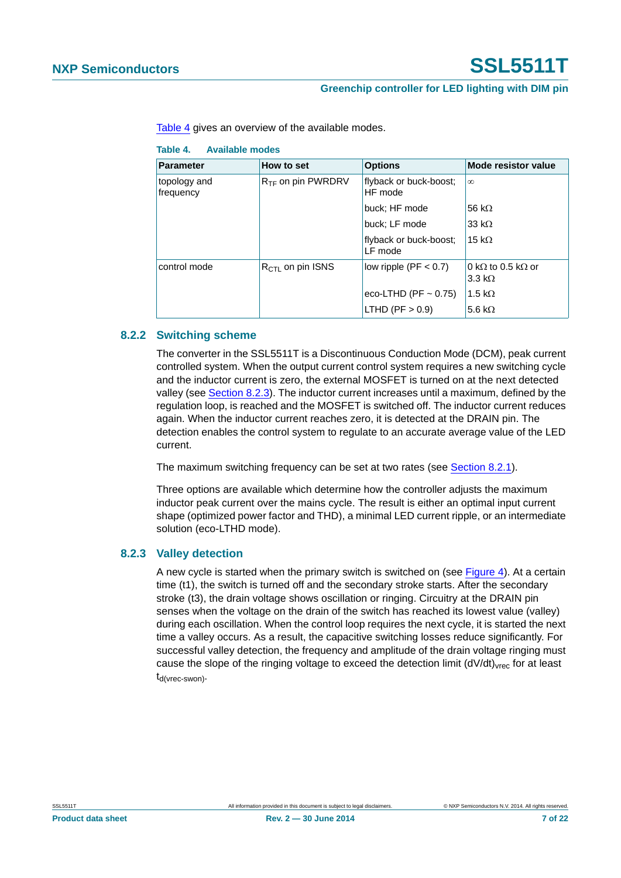Table 4 gives an overview of the available modes.

**Table 4. Available modes**

| Parameter | How to set | Options | Mode resistor value |
|---|---|---|---|
| topology and frequency | $R_{TF}$ on pin PWRDRV | flyback or buck-boost; HF mode | ∞ |
| | | buck; HF mode | 56 kΩ |
| | | buck; LF mode | 33 kΩ |
| | | flyback or buck-boost; LF mode | 15 kΩ |
| control mode | $R_{CTL}$ on pin ISNS | low ripple (PF < 0.7) | 0 kΩ to 0.5 kΩ or 3.3 kΩ |
| | | eco-LTHD (PF ~ 0.75) | 1.5 kΩ |
| | | LTHD (PF > 0.9) | 5.6 kΩ |

### 8.2.2 Switching scheme

The converter in the SSL5511T is a Discontinuous Conduction Mode (DCM), peak current controlled system. When the output current control system requires a new switching cycle and the inductor current is zero, the external MOSFET is turned on at the next detected valley (see Section 8.2.3). The inductor current increases until a maximum, defined by the regulation loop, is reached and the MOSFET is switched off. The inductor current reduces again. When the inductor current reaches zero, it is detected at the DRAIN pin. The detection enables the control system to regulate to an accurate average value of the LED current.

The maximum switching frequency can be set at two rates (see Section 8.2.1).

Three options are available which determine how the controller adjusts the maximum inductor peak current over the mains cycle. The result is either an optimal input current shape (optimized power factor and THD), a minimal LED current ripple, or an intermediate solution (eco-LTHD mode).

### 8.2.3 Valley detection

A new cycle is started when the primary switch is switched on (see Figure 4). At a certain time (t1), the switch is turned off and the secondary stroke starts. After the secondary stroke (t3), the drain voltage shows oscillation or ringing. Circuitry at the DRAIN pin senses when the voltage on the drain of the switch has reached its lowest value (valley) during each oscillation. When the control loop requires the next cycle, it is started the next time a valley occurs. As a result, the capacitive switching losses reduce significantly. For successful valley detection, the frequency and amplitude of the drain voltage ringing must cause the slope of the ringing voltage to exceed the detection limit $(dV/dt)_{vrec}$ for at least $t_{d(vrec\text{-}swon)}$.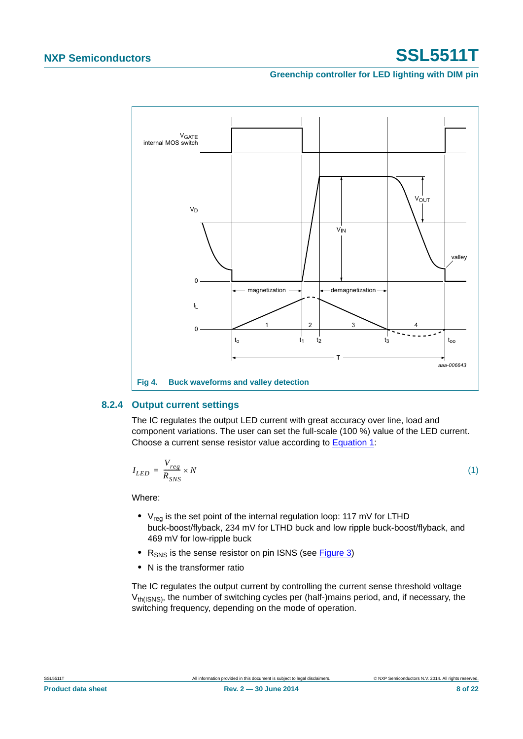Fig 4. Buck waveforms and valley detection

### 8.2.4 Output current settings

The IC regulates the output LED current with great accuracy over line, load and component variations. The user can set the full-scale (100 %) value of the LED current. Choose a current sense resistor value according to Equation 1:

$$I_{LED} = \frac{V_{reg}}{R_{SNS}} \times N \tag{1}$$

Where:

- $V_{reg}$ is the set point of the internal regulation loop: 117 mV for LTHD buck-boost/flyback, 234 mV for LTHD buck and low ripple buck-boost/flyback, and 469 mV for low-ripple buck
- $R_{SNS}$ is the sense resistor on pin ISNS (see Figure 3)
- N is the transformer ratio

The IC regulates the output current by controlling the current sense threshold voltage $V_{th(ISNS)}$, the number of switching cycles per (half-)mains period, and, if necessary, the switching frequency, depending on the mode of operation.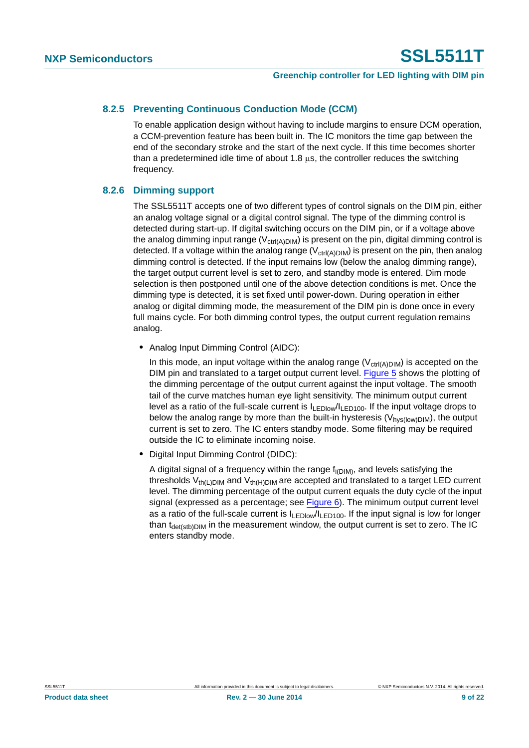### 8.2.5 Preventing Continuous Conduction Mode (CCM)

To enable application design without having to include margins to ensure DCM operation, a CCM-prevention feature has been built in. The IC monitors the time gap between the end of the secondary stroke and the start of the next cycle. If this time becomes shorter than a predetermined idle time of about 1.8 μs, the controller reduces the switching frequency.

### 8.2.6 Dimming support

The SSL5511T accepts one of two different types of control signals on the DIM pin, either an analog voltage signal or a digital control signal. The type of the dimming control is detected during start-up. If digital switching occurs on the DIM pin, or if a voltage above the analog dimming input range ($V_{ctrl(A)DIM}$) is present on the pin, digital dimming control is detected. If a voltage within the analog range ($V_{ctrl(A)DIM}$) is present on the pin, then analog dimming control is detected. If the input remains low (below the analog dimming range), the target output current level is set to zero, and standby mode is entered. Dim mode selection is then postponed until one of the above detection conditions is met. Once the dimming type is detected, it is set fixed until power-down. During operation in either analog or digital dimming mode, the measurement of the DIM pin is done once in every full mains cycle. For both dimming control types, the output current regulation remains analog.

- Analog Input Dimming Control (AIDC):

  In this mode, an input voltage within the analog range ($V_{ctrl(A)DIM}$) is accepted on the DIM pin and translated to a target output current level. Figure 5 shows the plotting of the dimming percentage of the output current against the input voltage. The smooth tail of the curve matches human eye light sensitivity. The minimum output current level as a ratio of the full-scale current is $I_{LEDlow}/I_{LED100}$. If the input voltage drops to below the analog range by more than the built-in hysteresis ($V_{hys(low)DIM}$), the output current is set to zero. The IC enters standby mode. Some filtering may be required outside the IC to eliminate incoming noise.

- Digital Input Dimming Control (DIDC):

  A digital signal of a frequency within the range $f_{i(DIM)}$, and levels satisfying the thresholds $V_{th(L)DIM}$ and $V_{th(H)DIM}$ are accepted and translated to a target LED current level. The dimming percentage of the output current equals the duty cycle of the input signal (expressed as a percentage; see Figure 6). The minimum output current level as a ratio of the full-scale current is $I_{LEDlow}/I_{LED100}$. If the input signal is low for longer than $t_{det(stb)DIM}$ in the measurement window, the output current is set to zero. The IC enters standby mode.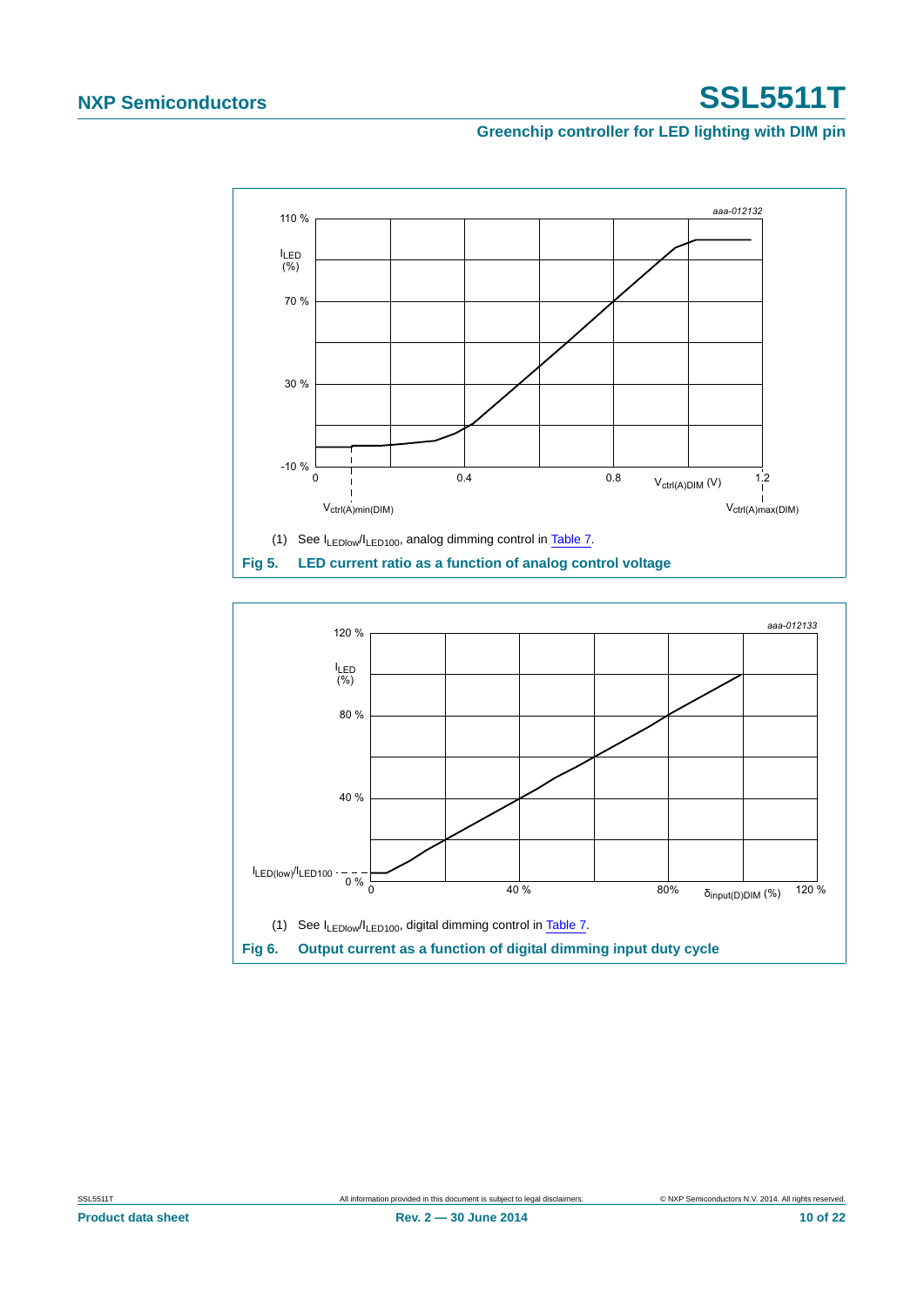(1) See $I_{LEDlow}/I_{LED100}$, analog dimming control in Table 7.

**Fig 5. LED current ratio as a function of analog control voltage**

(1) See $I_{LEDlow}/I_{LED100}$, digital dimming control in Table 7.

**Fig 6. Output current as a function of digital dimming input duty cycle**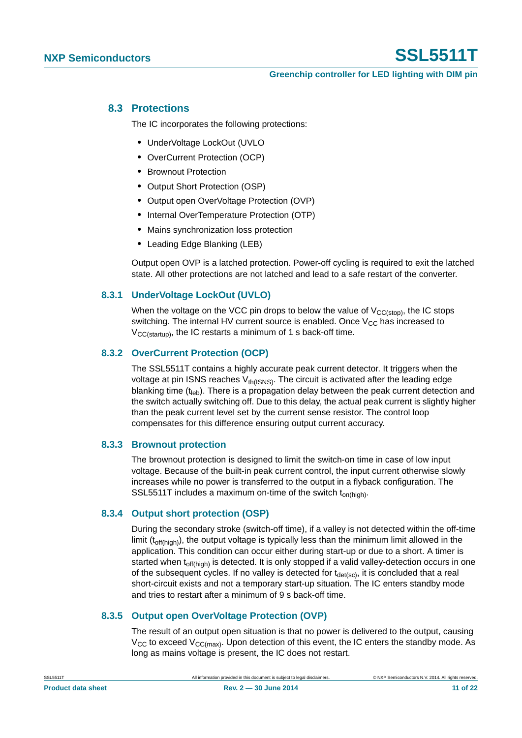### 8.3 Protections

The IC incorporates the following protections:

- UnderVoltage LockOut (UVLO
- OverCurrent Protection (OCP)
- Brownout Protection
- Output Short Protection (OSP)
- Output open OverVoltage Protection (OVP)
- Internal OverTemperature Protection (OTP)
- Mains synchronization loss protection
- Leading Edge Blanking (LEB)

Output open OVP is a latched protection. Power-off cycling is required to exit the latched state. All other protections are not latched and lead to a safe restart of the converter.

#### 8.3.1 UnderVoltage LockOut (UVLO)

When the voltage on the VCC pin drops to below the value of $V_{CC(stop)}$, the IC stops switching. The internal HV current source is enabled. Once $V_{CC}$ has increased to $V_{CC(startup)}$, the IC restarts a minimum of 1 s back-off time.

#### 8.3.2 OverCurrent Protection (OCP)

The SSL5511T contains a highly accurate peak current detector. It triggers when the voltage at pin ISNS reaches $V_{th(ISNS)}$. The circuit is activated after the leading edge blanking time ($t_{leb}$). There is a propagation delay between the peak current detection and the switch actually switching off. Due to this delay, the actual peak current is slightly higher than the peak current level set by the current sense resistor. The control loop compensates for this difference ensuring output current accuracy.

#### 8.3.3 Brownout protection

The brownout protection is designed to limit the switch-on time in case of low input voltage. Because of the built-in peak current control, the input current otherwise slowly increases while no power is transferred to the output in a flyback configuration. The SSL5511T includes a maximum on-time of the switch $t_{on(high)}$.

#### 8.3.4 Output short protection (OSP)

During the secondary stroke (switch-off time), if a valley is not detected within the off-time limit ($t_{off(high)}$), the output voltage is typically less than the minimum limit allowed in the application. This condition can occur either during start-up or due to a short. A timer is started when $t_{off(high)}$ is detected. It is only stopped if a valid valley-detection occurs in one of the subsequent cycles. If no valley is detected for $t_{det(sc)}$, it is concluded that a real short-circuit exists and not a temporary start-up situation. The IC enters standby mode and tries to restart after a minimum of 9 s back-off time.

#### 8.3.5 Output open OverVoltage Protection (OVP)

The result of an output open situation is that no power is delivered to the output, causing $V_{CC}$ to exceed $V_{CC(max)}$. Upon detection of this event, the IC enters the standby mode. As long as mains voltage is present, the IC does not restart.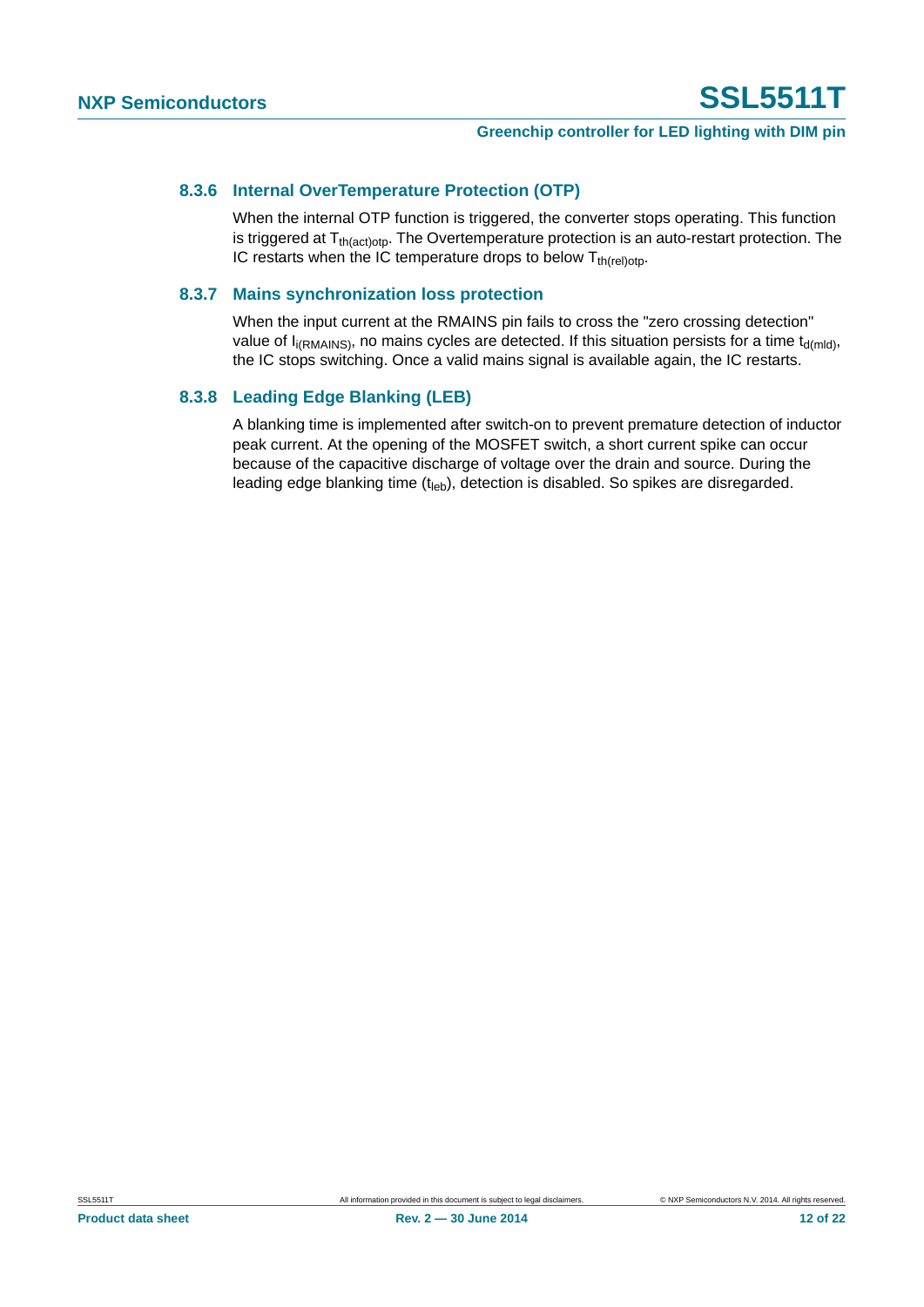### 8.3.6 Internal OverTemperature Protection (OTP)

When the internal OTP function is triggered, the converter stops operating. This function is triggered at $T_{th(act)otp}$. The Overtemperature protection is an auto-restart protection. The IC restarts when the IC temperature drops to below $T_{th(rel)otp}$.

### 8.3.7 Mains synchronization loss protection

When the input current at the RMAINS pin fails to cross the "zero crossing detection" value of $I_{i(RMAINS)}$, no mains cycles are detected. If this situation persists for a time $t_{d(mld)}$, the IC stops switching. Once a valid mains signal is available again, the IC restarts.

### 8.3.8 Leading Edge Blanking (LEB)

A blanking time is implemented after switch-on to prevent premature detection of inductor peak current. At the opening of the MOSFET switch, a short current spike can occur because of the capacitive discharge of voltage over the drain and source. During the leading edge blanking time ($t_{leb}$), detection is disabled. So spikes are disregarded.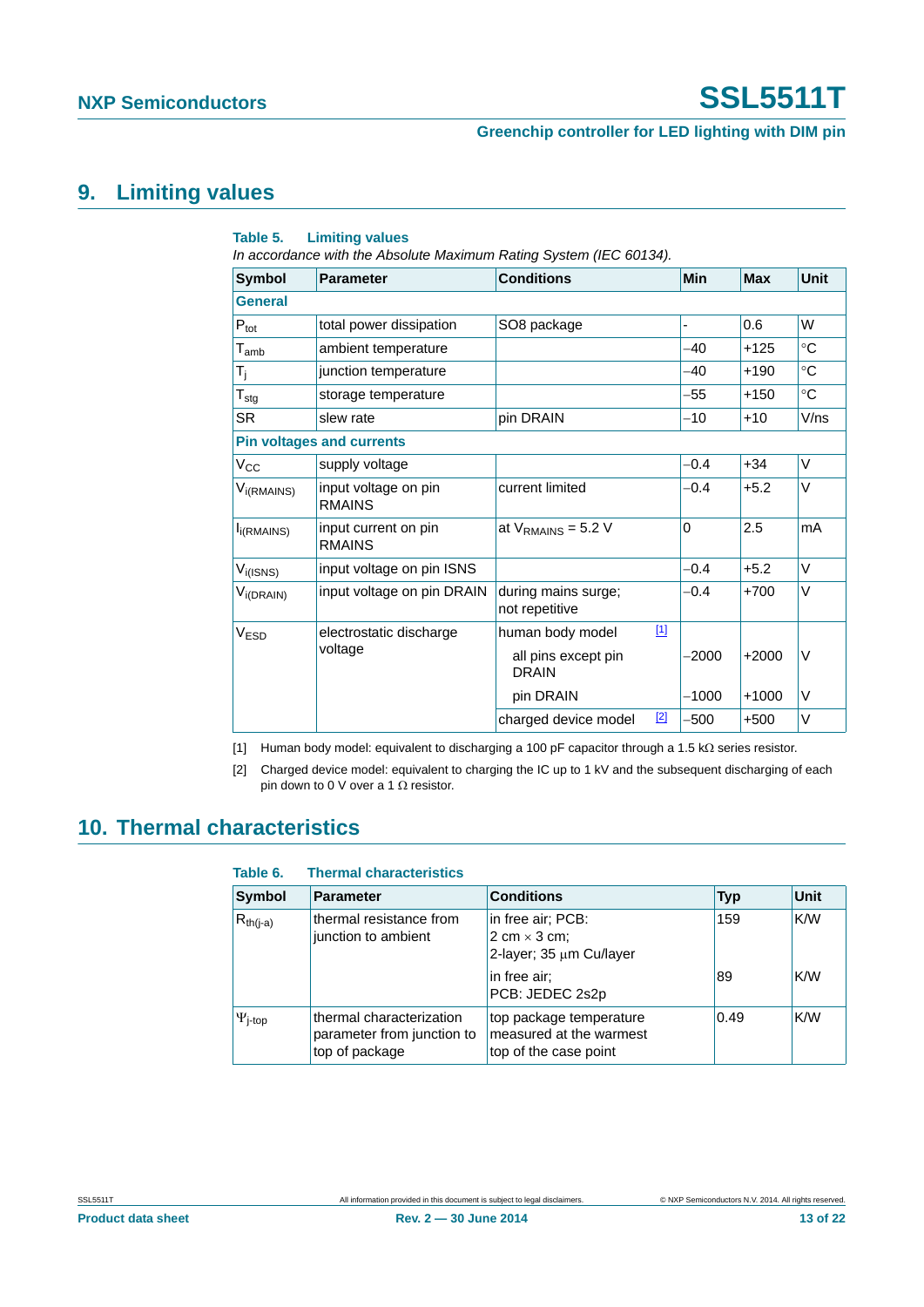## 9. Limiting values

**Table 5. Limiting values**

*In accordance with the Absolute Maximum Rating System (IEC 60134).*

| Symbol | Parameter | Conditions | Min | Max | Unit |
|---|---|---|---|---|---|
| **General** | | | | | |
| $P_{tot}$ | total power dissipation | SO8 package | - | 0.6 | W |
| $T_{amb}$ | ambient temperature | | −40 | +125 | °C |
| $T_j$ | junction temperature | | −40 | +190 | °C |
| $T_{stg}$ | storage temperature | | −55 | +150 | °C |
| SR | slew rate | pin DRAIN | −10 | +10 | V/ns |
| **Pin voltages and currents** | | | | | |
| $V_{CC}$ | supply voltage | | −0.4 | +34 | V |
| $V_{i(RMAINS)}$ | input voltage on pin RMAINS | current limited | −0.4 | +5.2 | V |
| $I_{i(RMAINS)}$ | input current on pin RMAINS | at $V_{RMAINS}$ = 5.2 V | 0 | 2.5 | mA |
| $V_{i(ISNS)}$ | input voltage on pin ISNS | | −0.4 | +5.2 | V |
| $V_{i(DRAIN)}$ | input voltage on pin DRAIN | during mains surge; not repetitive | −0.4 | +700 | V |
| $V_{ESD}$ | electrostatic discharge voltage | human body model [1] | | | |
| | | all pins except pin DRAIN | −2000 | +2000 | V |
| | | pin DRAIN | −1000 | +1000 | V |
| | | charged device model [2] | −500 | +500 | V |

[1] Human body model: equivalent to discharging a 100 pF capacitor through a 1.5 kΩ series resistor.

[2] Charged device model: equivalent to charging the IC up to 1 kV and the subsequent discharging of each pin down to 0 V over a 1 Ω resistor.

## 10. Thermal characteristics

**Table 6. Thermal characteristics**

| Symbol | Parameter | Conditions | Typ | Unit |
|---|---|---|---|---|
| $R_{th(j-a)}$ | thermal resistance from junction to ambient | in free air; PCB: 2 cm × 3 cm; 2-layer; 35 μm Cu/layer | 159 | K/W |
| | | in free air; PCB: JEDEC 2s2p | 89 | K/W |
| $\Psi_{j-top}$ | thermal characterization parameter from junction to top of package | top package temperature measured at the warmest top of the case point | 0.49 | K/W |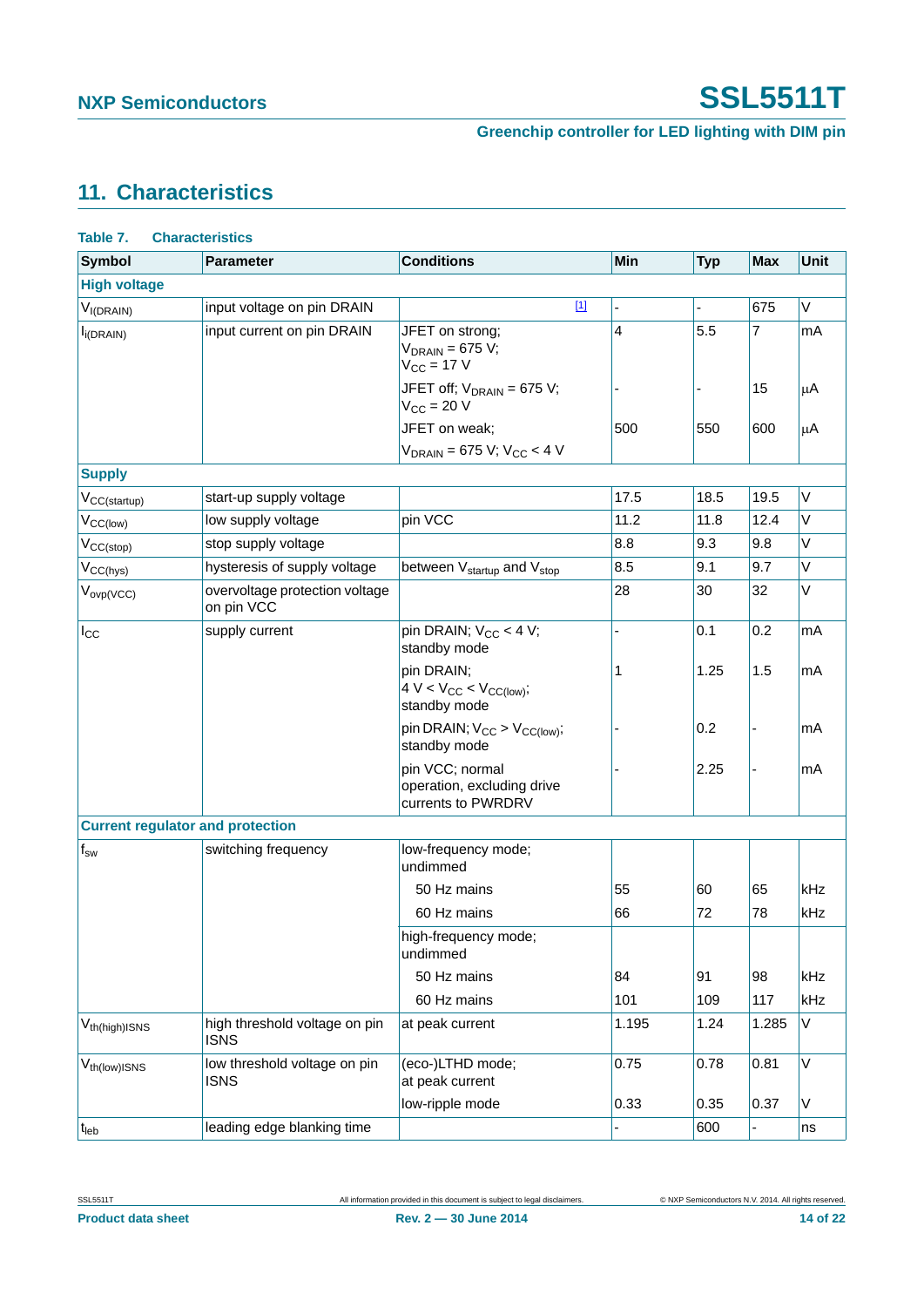## 11. Characteristics

**Table 7. Characteristics**

| Symbol | Parameter | Conditions | Min | Typ | Max | Unit |
|---|---|---|---|---|---|---|
| **High voltage** | | | | | | |
| $V_{I(DRAIN)}$ | input voltage on pin DRAIN | [1] | - | - | 675 | V |
| $I_{I(DRAIN)}$ | input current on pin DRAIN | JFET on strong; $V_{DRAIN}$ = 675 V; $V_{CC}$ = 17 V | 4 | 5.5 | 7 | mA |
| | | JFET off; $V_{DRAIN}$ = 675 V; $V_{CC}$ = 20 V | - | - | 15 | μA |
| | | JFET on weak; $V_{DRAIN}$ = 675 V; $V_{CC}$ < 4 V | 500 | 550 | 600 | μA |
| **Supply** | | | | | | |
| $V_{CC(startup)}$ | start-up supply voltage | | 17.5 | 18.5 | 19.5 | V |
| $V_{CC(low)}$ | low supply voltage | pin VCC | 11.2 | 11.8 | 12.4 | V |
| $V_{CC(stop)}$ | stop supply voltage | | 8.8 | 9.3 | 9.8 | V |
| $V_{CC(hys)}$ | hysteresis of supply voltage | between $V_{startup}$ and $V_{stop}$ | 8.5 | 9.1 | 9.7 | V |
| $V_{ovp(VCC)}$ | overvoltage protection voltage on pin VCC | | 28 | 30 | 32 | V |
| $I_{CC}$ | supply current | pin DRAIN; $V_{CC}$ < 4 V; standby mode | - | 0.1 | 0.2 | mA |
| | | pin DRAIN; 4 V < $V_{CC}$ < $V_{CC(low)}$; standby mode | 1 | 1.25 | 1.5 | mA |
| | | pin DRAIN; $V_{CC}$ > $V_{CC(low)}$; standby mode | - | 0.2 | - | mA |
| | | pin VCC; normal operation, excluding drive currents to PWRDRV | - | 2.25 | - | mA |
| **Current regulator and protection** | | | | | | |
| $f_{sw}$ | switching frequency | low-frequency mode; undimmed | | | | |
| | | 50 Hz mains | 55 | 60 | 65 | kHz |
| | | 60 Hz mains | 66 | 72 | 78 | kHz |
| | | high-frequency mode; undimmed | | | | |
| | | 50 Hz mains | 84 | 91 | 98 | kHz |
| | | 60 Hz mains | 101 | 109 | 117 | kHz |
| $V_{th(high)ISNS}$ | high threshold voltage on pin ISNS | at peak current | 1.195 | 1.24 | 1.285 | V |
| $V_{th(low)ISNS}$ | low threshold voltage on pin ISNS | (eco-)LTHD mode; at peak current | 0.75 | 0.78 | 0.81 | V |
| | | low-ripple mode | 0.33 | 0.35 | 0.37 | V |
| $t_{leb}$ | leading edge blanking time | | - | 600 | - | ns |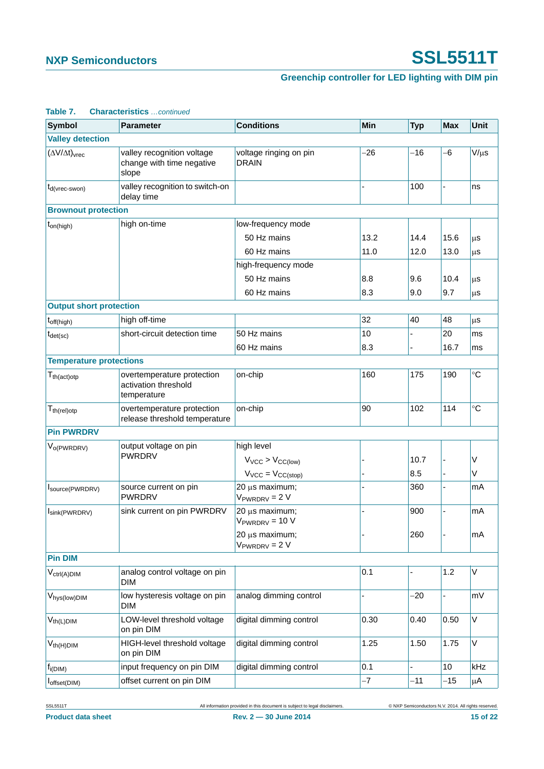**Table 7. Characteristics** *...continued*

| Symbol | Parameter | Conditions | Min | Typ | Max | Unit |
|---|---|---|---|---|---|---|
| **Valley detection** | | | | | | |
| $(\Delta V/\Delta t)_{vrec}$ | valley recognition voltage change with time negative slope | voltage ringing on pin DRAIN | −26 | −16 | −6 | V/μs |
| $t_{d(vrec\text{-}swon)}$ | valley recognition to switch-on delay time | | - | 100 | - | ns |
| **Brownout protection** | | | | | | |
| $t_{on(high)}$ | high on-time | low-frequency mode | | | | |
| | | 50 Hz mains | 13.2 | 14.4 | 15.6 | μs |
| | | 60 Hz mains | 11.0 | 12.0 | 13.0 | μs |
| | | high-frequency mode | | | | |
| | | 50 Hz mains | 8.8 | 9.6 | 10.4 | μs |
| | | 60 Hz mains | 8.3 | 9.0 | 9.7 | μs |
| **Output short protection** | | | | | | |
| $t_{off(high)}$ | high off-time | | 32 | 40 | 48 | μs |
| $t_{det(sc)}$ | short-circuit detection time | 50 Hz mains | 10 | - | 20 | ms |
| | | 60 Hz mains | 8.3 | - | 16.7 | ms |
| **Temperature protections** | | | | | | |
| $T_{th(act)otp}$ | overtemperature protection activation threshold temperature | on-chip | 160 | 175 | 190 | °C |
| $T_{th(rel)otp}$ | overtemperature protection release threshold temperature | on-chip | 90 | 102 | 114 | °C |
| **Pin PWRDRV** | | | | | | |
| $V_{o(PWRDRV)}$ | output voltage on pin PWRDRV | high level | | | | |
| | | $V_{VCC} > V_{CC(low)}$ | - | 10.7 | - | V |
| | | $V_{VCC} = V_{CC(stop)}$ | - | 8.5 | - | V |
| $I_{source(PWRDRV)}$ | source current on pin PWRDRV | 20 μs maximum; $V_{PWRDRV} = 2$ V | - | 360 | - | mA |
| $I_{sink(PWRDRV)}$ | sink current on pin PWRDRV | 20 μs maximum; $V_{PWRDRV} = 10$ V | - | 900 | - | mA |
| | | 20 μs maximum; $V_{PWRDRV} = 2$ V | - | 260 | - | mA |
| **Pin DIM** | | | | | | |
| $V_{ctrl(A)DIM}$ | analog control voltage on pin DIM | | 0.1 | - | 1.2 | V |
| $V_{hys(low)DIM}$ | low hysteresis voltage on pin DIM | analog dimming control | - | −20 | - | mV |
| $V_{th(L)DIM}$ | LOW-level threshold voltage on pin DIM | digital dimming control | 0.30 | 0.40 | 0.50 | V |
| $V_{th(H)DIM}$ | HIGH-level threshold voltage on pin DIM | digital dimming control | 1.25 | 1.50 | 1.75 | V |
| $f_{i(DIM)}$ | input frequency on pin DIM | digital dimming control | 0.1 | - | 10 | kHz |
| $I_{offset(DIM)}$ | offset current on pin DIM | | −7 | −11 | −15 | μA |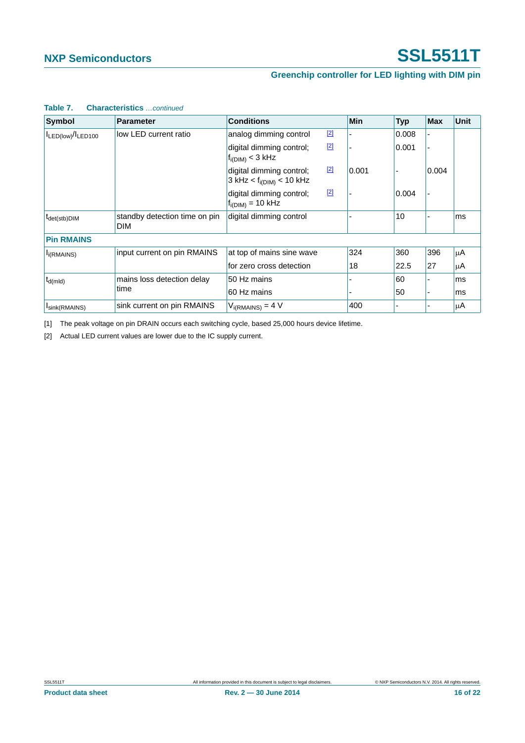**Table 7. Characteristics** *...continued*

| Symbol | Parameter | Conditions | | Min | Typ | Max | Unit |
|---|---|---|---|---|---|---|---|
| $I_{LED(low)}/I_{LED100}$ | low LED current ratio | analog dimming control | [2] | - | 0.008 | - | |
| | | digital dimming control; $f_{i(DIM)} < 3$ kHz | [2] | - | 0.001 | - | |
| | | digital dimming control; 3 kHz $< f_{i(DIM)} <$ 10 kHz | [2] | 0.001 | - | 0.004 | |
| | | digital dimming control; $f_{i(DIM)} = 10$ kHz | [2] | - | 0.004 | - | |
| $t_{det(stb)DIM}$ | standby detection time on pin DIM | digital dimming control | | - | 10 | - | ms |
| **Pin RMAINS** | | | | | | | |
| $I_{i(RMAINS)}$ | input current on pin RMAINS | at top of mains sine wave | | 324 | 360 | 396 | μA |
| | | for zero cross detection | | 18 | 22.5 | 27 | μA |
| $t_{d(mld)}$ | mains loss detection delay time | 50 Hz mains | | - | 60 | - | ms |
| | | 60 Hz mains | | - | 50 | - | ms |
| $I_{sink(RMAINS)}$ | sink current on pin RMAINS | $V_{i(RMAINS)} = 4$ V | | 400 | - | - | μA |

[1] The peak voltage on pin DRAIN occurs each switching cycle, based 25,000 hours device lifetime.

[2] Actual LED current values are lower due to the IC supply current.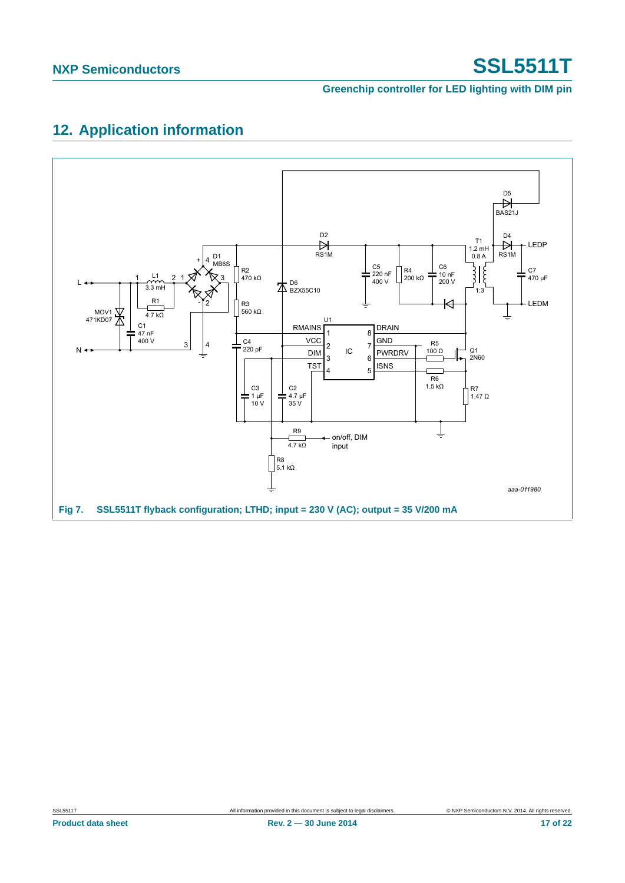## 12. Application information

Fig 7. SSL5511T flyback configuration; LTHD; input = 230 V (AC); output = 35 V/200 mA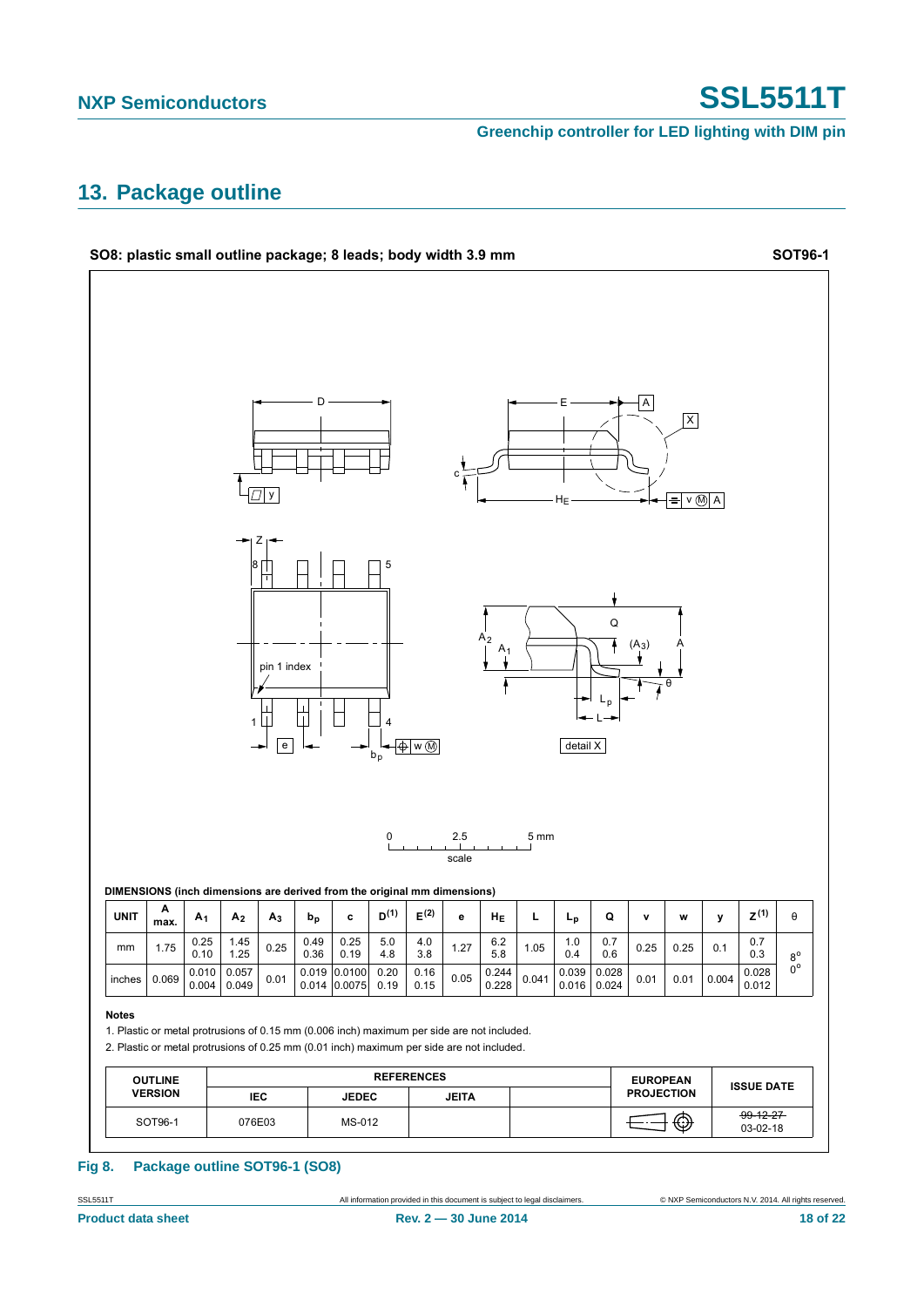## 13. Package outline

**SO8: plastic small outline package; 8 leads; body width 3.9 mm** **SOT96-1**

**DIMENSIONS (inch dimensions are derived from the original mm dimensions)**

| UNIT | A max. | $A_1$ | $A_2$ | $A_3$ | $b_p$ | c | $D^{(1)}$ | $E^{(2)}$ | e | $H_E$ | L | $L_p$ | Q | v | w | y | $Z^{(1)}$ | θ |
|---|---|---|---|---|---|---|---|---|---|---|---|---|---|---|---|---|---|---|
| mm | 1.75 | 0.25<br>0.10 | 1.45<br>1.25 | 0.25 | 0.49<br>0.36 | 0.25<br>0.19 | 5.0<br>4.8 | 4.0<br>3.8 | 1.27 | 6.2<br>5.8 | 1.05 | 1.0<br>0.4 | 0.7<br>0.6 | 0.25 | 0.25 | 0.1 | 0.7<br>0.3 | 8°<br>0° |
| inches | 0.069 | 0.010<br>0.004 | 0.057<br>0.049 | 0.01 | 0.019<br>0.014 | 0.0100<br>0.0075 | 0.20<br>0.19 | 0.16<br>0.15 | 0.05 | 0.244<br>0.228 | 0.041 | 0.039<br>0.016 | 0.028<br>0.024 | 0.01 | 0.01 | 0.004 | 0.028<br>0.012 | |

**Notes**

1. Plastic or metal protrusions of 0.15 mm (0.006 inch) maximum per side are not included.
2. Plastic or metal protrusions of 0.25 mm (0.01 inch) maximum per side are not included.

| OUTLINE VERSION | REFERENCES | | | | EUROPEAN PROJECTION | ISSUE DATE |
|---|---|---|---|---|---|---|
| | IEC | JEDEC | JEITA | | | |
| SOT96-1 | 076E03 | MS-012 | | | | ~~99-12-27~~<br>03-02-18 |

**Fig 8. Package outline SOT96-1 (SO8)**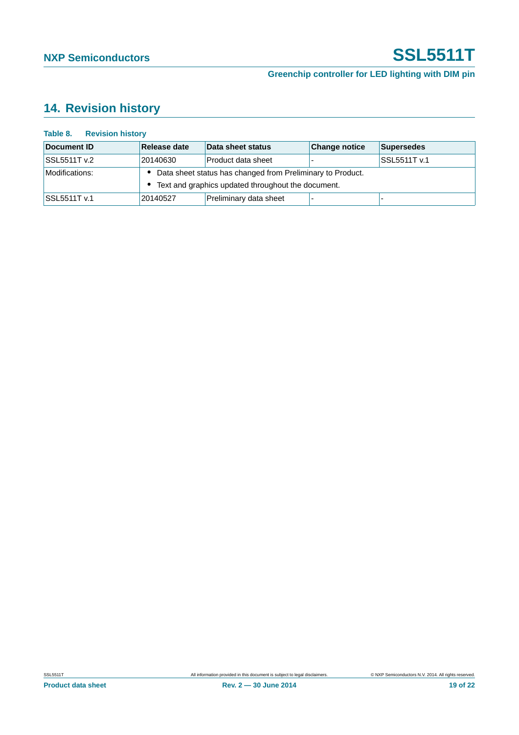## 14. Revision history

**Table 8. Revision history**

| Document ID | Release date | Data sheet status | Change notice | Supersedes |
|---|---|---|---|---|
| SSL5511T v.2 | 20140630 | Product data sheet | - | SSL5511T v.1 |
| Modifications: | • Data sheet status has changed from Preliminary to Product.<br>• Text and graphics updated throughout the document. | | | |
| SSL5511T v.1 | 20140527 | Preliminary data sheet | - | - |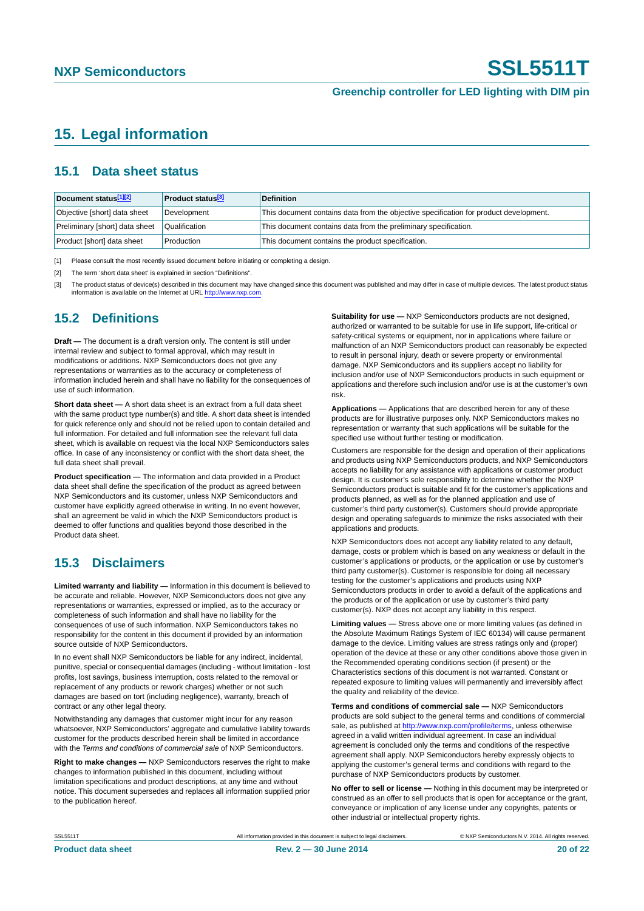## 15. Legal information

### 15.1 Data sheet status

| Document status[1][2] | Product status[3] | Definition |
|---|---|---|
| Objective [short] data sheet | Development | This document contains data from the objective specification for product development. |
| Preliminary [short] data sheet | Qualification | This document contains data from the preliminary specification. |
| Product [short] data sheet | Production | This document contains the product specification. |

[1] Please consult the most recently issued document before initiating or completing a design.

[2] The term 'short data sheet' is explained in section "Definitions".

[3] The product status of device(s) described in this document may have changed since this document was published and may differ in case of multiple devices. The latest product status information is available on the Internet at URL http://www.nxp.com.

### 15.2 Definitions

**Draft —** The document is a draft version only. The content is still under internal review and subject to formal approval, which may result in modifications or additions. NXP Semiconductors does not give any representations or warranties as to the accuracy or completeness of information included herein and shall have no liability for the consequences of use of such information.

**Short data sheet —** A short data sheet is an extract from a full data sheet with the same product type number(s) and title. A short data sheet is intended for quick reference only and should not be relied upon to contain detailed and full information. For detailed and full information see the relevant full data sheet, which is available on request via the local NXP Semiconductors sales office. In case of any inconsistency or conflict with the short data sheet, the full data sheet shall prevail.

**Product specification —** The information and data provided in a Product data sheet shall define the specification of the product as agreed between NXP Semiconductors and its customer, unless NXP Semiconductors and customer have explicitly agreed otherwise in writing. In no event however, shall an agreement be valid in which the NXP Semiconductors product is deemed to offer functions and qualities beyond those described in the Product data sheet.

### 15.3 Disclaimers

**Limited warranty and liability —** Information in this document is believed to be accurate and reliable. However, NXP Semiconductors does not give any representations or warranties, expressed or implied, as to the accuracy or completeness of such information and shall have no liability for the consequences of use of such information. NXP Semiconductors takes no responsibility for the content in this document if provided by an information source outside of NXP Semiconductors.

In no event shall NXP Semiconductors be liable for any indirect, incidental, punitive, special or consequential damages (including - without limitation - lost profits, lost savings, business interruption, costs related to the removal or replacement of any products or rework charges) whether or not such damages are based on tort (including negligence), warranty, breach of contract or any other legal theory.

Notwithstanding any damages that customer might incur for any reason whatsoever, NXP Semiconductors' aggregate and cumulative liability towards customer for the products described herein shall be limited in accordance with the *Terms and conditions of commercial sale* of NXP Semiconductors.

**Right to make changes —** NXP Semiconductors reserves the right to make changes to information published in this document, including without limitation specifications and product descriptions, at any time and without notice. This document supersedes and replaces all information supplied prior to the publication hereof.

**Suitability for use —** NXP Semiconductors products are not designed, authorized or warranted to be suitable for use in life support, life-critical or safety-critical systems or equipment, nor in applications where failure or malfunction of an NXP Semiconductors product can reasonably be expected to result in personal injury, death or severe property or environmental damage. NXP Semiconductors and its suppliers accept no liability for inclusion and/or use of NXP Semiconductors products in such equipment or applications and therefore such inclusion and/or use is at the customer's own risk.

**Applications —** Applications that are described herein for any of these products are for illustrative purposes only. NXP Semiconductors makes no representation or warranty that such applications will be suitable for the specified use without further testing or modification.

Customers are responsible for the design and operation of their applications and products using NXP Semiconductors products, and NXP Semiconductors accepts no liability for any assistance with applications or customer product design. It is customer's sole responsibility to determine whether the NXP Semiconductors product is suitable and fit for the customer's applications and products planned, as well as for the planned application and use of customer's third party customer(s). Customers should provide appropriate design and operating safeguards to minimize the risks associated with their applications and products.

NXP Semiconductors does not accept any liability related to any default, damage, costs or problem which is based on any weakness or default in the customer's applications or products, or the application or use by customer's third party customer(s). Customer is responsible for doing all necessary testing for the customer's applications and products using NXP Semiconductors products in order to avoid a default of the applications and the products or of the application or use by customer's third party customer(s). NXP does not accept any liability in this respect.

**Limiting values —** Stress above one or more limiting values (as defined in the Absolute Maximum Ratings System of IEC 60134) will cause permanent damage to the device. Limiting values are stress ratings only and (proper) operation of the device at these or any other conditions above those given in the Recommended operating conditions section (if present) or the Characteristics sections of this document is not warranted. Constant or repeated exposure to limiting values will permanently and irreversibly affect the quality and reliability of the device.

**Terms and conditions of commercial sale —** NXP Semiconductors products are sold subject to the general terms and conditions of commercial sale, as published at http://www.nxp.com/profile/terms, unless otherwise agreed in a valid written individual agreement. In case an individual agreement is concluded only the terms and conditions of the respective agreement shall apply. NXP Semiconductors hereby expressly objects to applying the customer's general terms and conditions with regard to the purchase of NXP Semiconductors products by customer.

**No offer to sell or license —** Nothing in this document may be interpreted or construed as an offer to sell products that is open for acceptance or the grant, conveyance or implication of any license under any copyrights, patents or other industrial or intellectual property rights.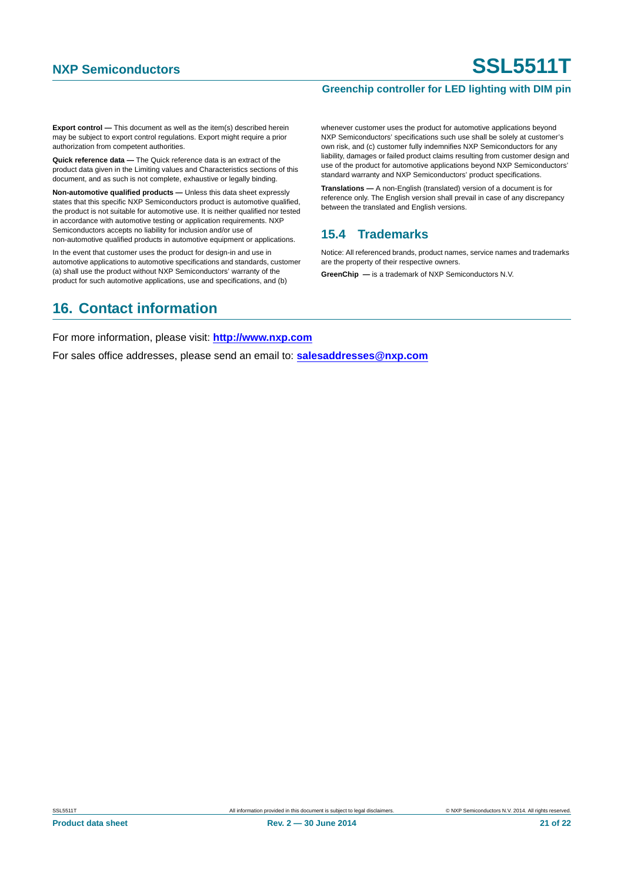**Export control —** This document as well as the item(s) described herein may be subject to export control regulations. Export might require a prior authorization from competent authorities.

**Quick reference data —** The Quick reference data is an extract of the product data given in the Limiting values and Characteristics sections of this document, and as such is not complete, exhaustive or legally binding.

**Non-automotive qualified products —** Unless this data sheet expressly states that this specific NXP Semiconductors product is automotive qualified, the product is not suitable for automotive use. It is neither qualified nor tested in accordance with automotive testing or application requirements. NXP Semiconductors accepts no liability for inclusion and/or use of non-automotive qualified products in automotive equipment or applications.

In the event that customer uses the product for design-in and use in automotive applications to automotive specifications and standards, customer (a) shall use the product without NXP Semiconductors' warranty of the product for such automotive applications, use and specifications, and (b) whenever customer uses the product for automotive applications beyond NXP Semiconductors' specifications such use shall be solely at customer's own risk, and (c) customer fully indemnifies NXP Semiconductors for any liability, damages or failed product claims resulting from customer design and use of the product for automotive applications beyond NXP Semiconductors' standard warranty and NXP Semiconductors' product specifications.

**Translations —** A non-English (translated) version of a document is for reference only. The English version shall prevail in case of any discrepancy between the translated and English versions.

### 15.4 Trademarks

Notice: All referenced brands, product names, service names and trademarks are the property of their respective owners.

**GreenChip —** is a trademark of NXP Semiconductors N.V.

## 16. Contact information

For more information, please visit: **http://www.nxp.com**

For sales office addresses, please send an email to: **salesaddresses@nxp.com**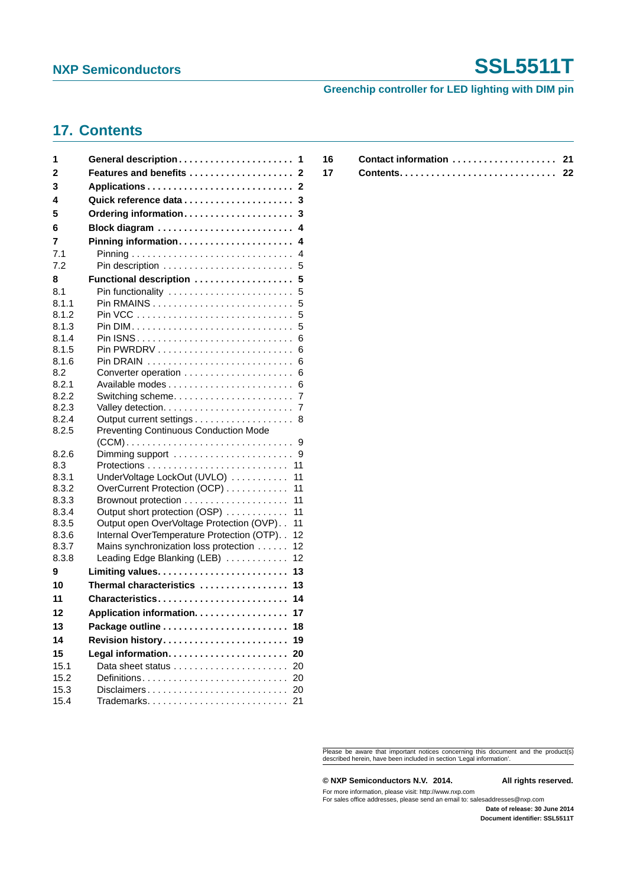## 17. Contents

| | | |
|---|---|---|
| **1** | **General description** | **1** |
| **2** | **Features and benefits** | **2** |
| **3** | **Applications** | **2** |
| **4** | **Quick reference data** | **3** |
| **5** | **Ordering information** | **3** |
| **6** | **Block diagram** | **4** |
| **7** | **Pinning information** | **4** |
| 7.1 | Pinning | 4 |
| 7.2 | Pin description | 5 |
| **8** | **Functional description** | **5** |
| 8.1 | Pin functionality | 5 |
| 8.1.1 | Pin RMAINS | 5 |
| 8.1.2 | Pin VCC | 5 |
| 8.1.3 | Pin DIM | 5 |
| 8.1.4 | Pin ISNS | 6 |
| 8.1.5 | Pin PWRDRV | 6 |
| 8.1.6 | Pin DRAIN | 6 |
| 8.2 | Converter operation | 6 |
| 8.2.1 | Available modes | 6 |
| 8.2.2 | Switching scheme | 7 |
| 8.2.3 | Valley detection | 7 |
| 8.2.4 | Output current settings | 8 |
| 8.2.5 | Preventing Continuous Conduction Mode (CCM) | 9 |
| 8.2.6 | Dimming support | 9 |
| 8.3 | Protections | 11 |
| 8.3.1 | UnderVoltage LockOut (UVLO) | 11 |
| 8.3.2 | OverCurrent Protection (OCP) | 11 |
| 8.3.3 | Brownout protection | 11 |
| 8.3.4 | Output short protection (OSP) | 11 |
| 8.3.5 | Output open OverVoltage Protection (OVP) | 11 |
| 8.3.6 | Internal OverTemperature Protection (OTP) | 12 |
| 8.3.7 | Mains synchronization loss protection | 12 |
| 8.3.8 | Leading Edge Blanking (LEB) | 12 |
| **9** | **Limiting values** | **13** |
| **10** | **Thermal characteristics** | **13** |
| **11** | **Characteristics** | **14** |
| **12** | **Application information** | **17** |
| **13** | **Package outline** | **18** |
| **14** | **Revision history** | **19** |
| **15** | **Legal information** | **20** |
| 15.1 | Data sheet status | 20 |
| 15.2 | Definitions | 20 |
| 15.3 | Disclaimers | 20 |
| 15.4 | Trademarks | 21 |
| **16** | **Contact information** | **21** |
| **17** | **Contents** | **22** |

Please be aware that important notices concerning this document and the product(s) described herein, have been included in section 'Legal information'.

**© NXP Semiconductors N.V. 2014. All rights reserved.**

For more information, please visit: http://www.nxp.com
For sales office addresses, please send an email to: salesaddresses@nxp.com

**Date of release: 30 June 2014**
**Document identifier: SSL5511T**